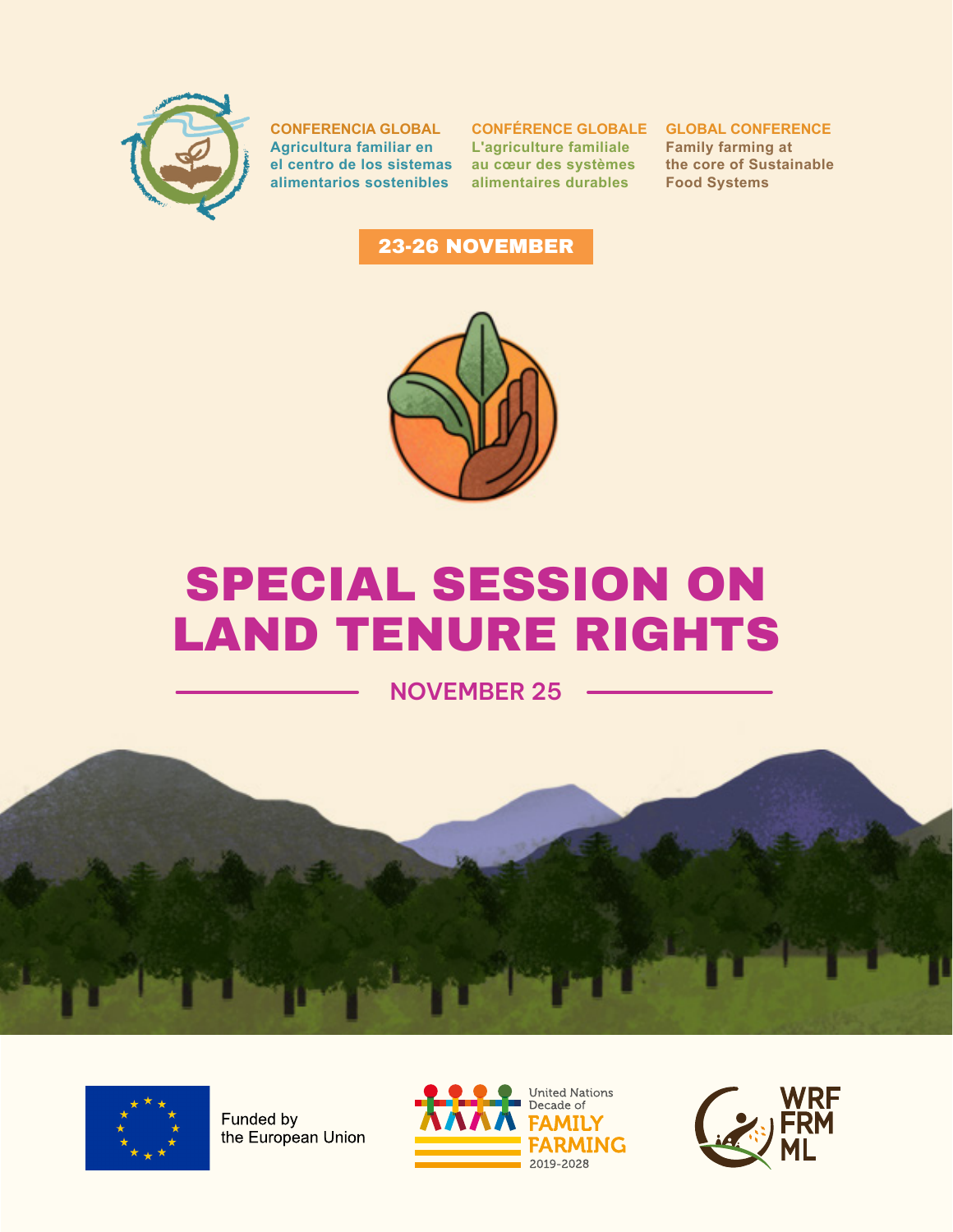**CONFERENCIA GLOBAL**
Agricultura familiar en el centro de los sistemas alimentarios sostenibles

**CONFÉRENCE GLOBALE**
L'agriculture familiale au cœur des systèmes alimentaires durables

**GLOBAL CONFERENCE**
Family farming at the core of Sustainable Food Systems

**23-26 NOVEMBER**

# SPECIAL SESSION ON LAND TENURE RIGHTS

## NOVEMBER 25

Funded by the European Union

United Nations Decade of FAMILY FARMING 2019-2028

WRF FRM ML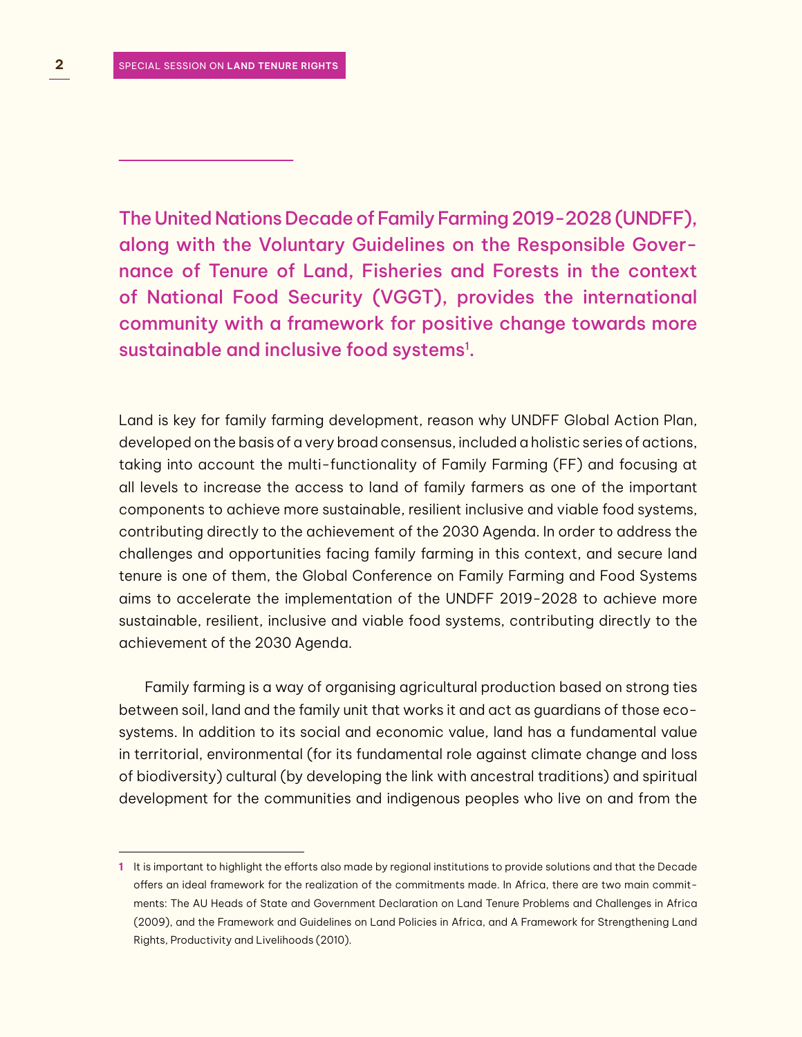**The United Nations Decade of Family Farming 2019-2028 (UNDFF), along with the Voluntary Guidelines on the Responsible Governance of Tenure of Land, Fisheries and Forests in the context of National Food Security (VGGT), provides the international community with a framework for positive change towards more sustainable and inclusive food systems[1].**

Land is key for family farming development, reason why UNDFF Global Action Plan, developed on the basis of a very broad consensus, included a holistic series of actions, taking into account the multi-functionality of Family Farming (FF) and focusing at all levels to increase the access to land of family farmers as one of the important components to achieve more sustainable, resilient inclusive and viable food systems, contributing directly to the achievement of the 2030 Agenda. In order to address the challenges and opportunities facing family farming in this context, and secure land tenure is one of them, the Global Conference on Family Farming and Food Systems aims to accelerate the implementation of the UNDFF 2019-2028 to achieve more sustainable, resilient, inclusive and viable food systems, contributing directly to the achievement of the 2030 Agenda.

Family farming is a way of organising agricultural production based on strong ties between soil, land and the family unit that works it and act as guardians of those ecosystems. In addition to its social and economic value, land has a fundamental value in territorial, environmental (for its fundamental role against climate change and loss of biodiversity) cultural (by developing the link with ancestral traditions) and spiritual development for the communities and indigenous peoples who live on and from the

---

1 It is important to highlight the efforts also made by regional institutions to provide solutions and that the Decade offers an ideal framework for the realization of the commitments made. In Africa, there are two main commitments: The AU Heads of State and Government Declaration on Land Tenure Problems and Challenges in Africa (2009), and the Framework and Guidelines on Land Policies in Africa, and A Framework for Strengthening Land Rights, Productivity and Livelihoods (2010).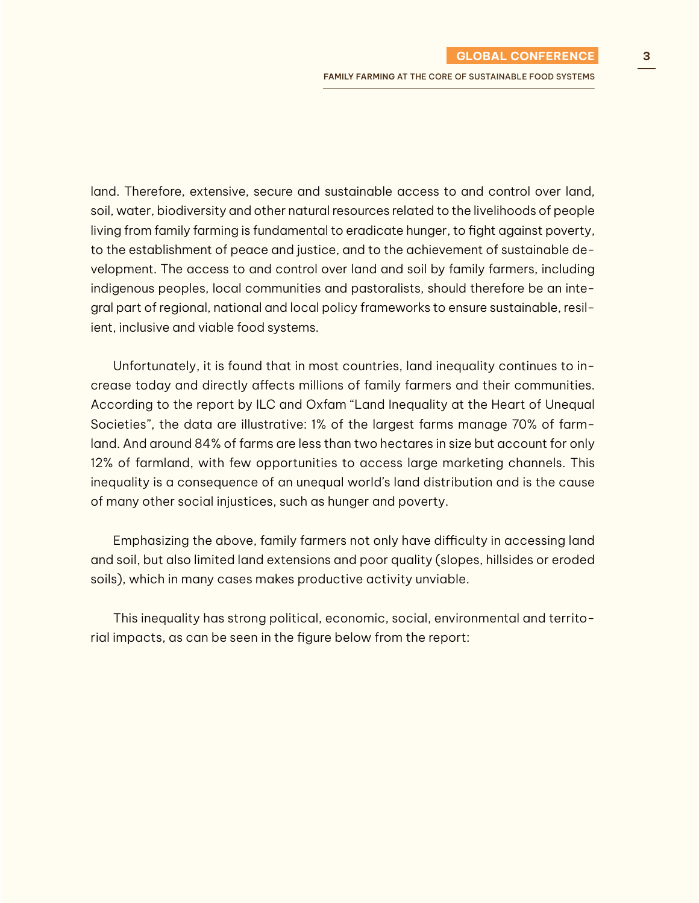land. Therefore, extensive, secure and sustainable access to and control over land, soil, water, biodiversity and other natural resources related to the livelihoods of people living from family farming is fundamental to eradicate hunger, to fight against poverty, to the establishment of peace and justice, and to the achievement of sustainable development. The access to and control over land and soil by family farmers, including indigenous peoples, local communities and pastoralists, should therefore be an integral part of regional, national and local policy frameworks to ensure sustainable, resilient, inclusive and viable food systems.

Unfortunately, it is found that in most countries, land inequality continues to increase today and directly affects millions of family farmers and their communities. According to the report by ILC and Oxfam "Land Inequality at the Heart of Unequal Societies", the data are illustrative: 1% of the largest farms manage 70% of farmland. And around 84% of farms are less than two hectares in size but account for only 12% of farmland, with few opportunities to access large marketing channels. This inequality is a consequence of an unequal world's land distribution and is the cause of many other social injustices, such as hunger and poverty.

Emphasizing the above, family farmers not only have difficulty in accessing land and soil, but also limited land extensions and poor quality (slopes, hillsides or eroded soils), which in many cases makes productive activity unviable.

This inequality has strong political, economic, social, environmental and territorial impacts, as can be seen in the figure below from the report: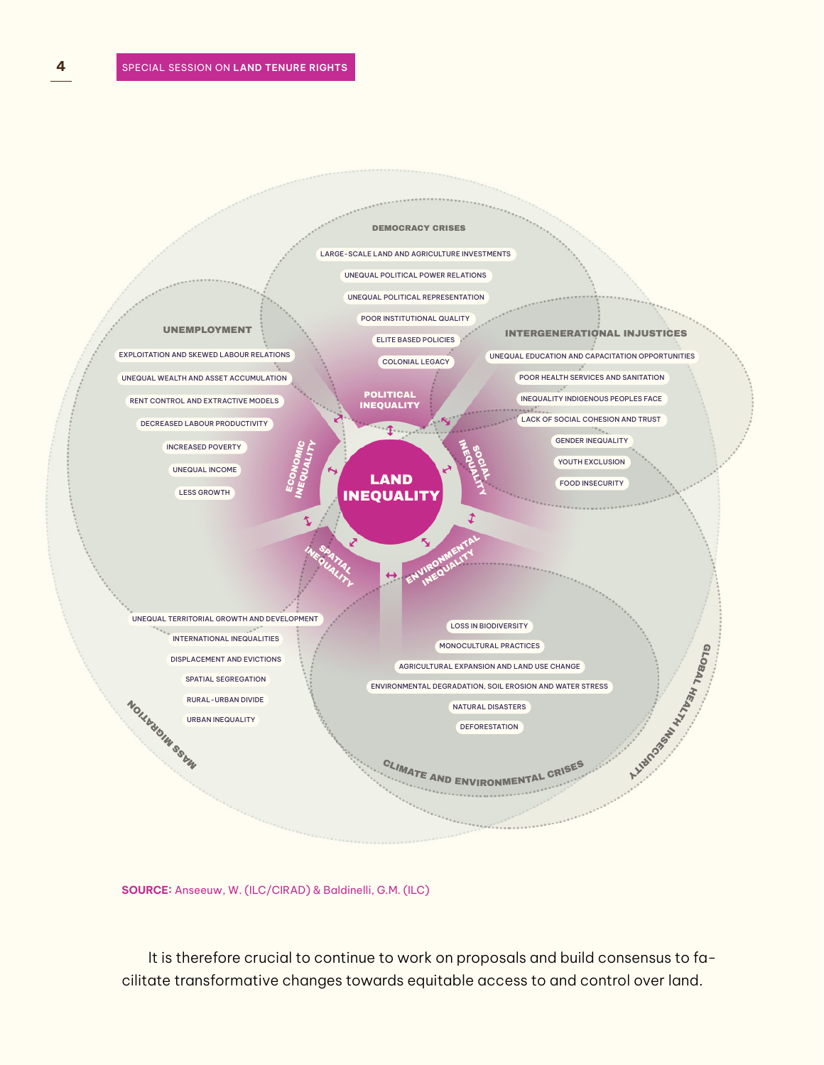DEMOCRACY CRISES

- LARGE-SCALE LAND AND AGRICULTURE INVESTMENTS
- UNEQUAL POLITICAL POWER RELATIONS
- UNEQUAL POLITICAL REPRESENTATION
- POOR INSTITUTIONAL QUALITY
- ELITE BASED POLICIES
- COLONIAL LEGACY

UNEMPLOYMENT

- EXPLOITATION AND SKEWED LABOUR RELATIONS
- UNEQUAL WEALTH AND ASSET ACCUMULATION
- RENT CONTROL AND EXTRACTIVE MODELS
- DECREASED LABOUR PRODUCTIVITY
- INCREASED POVERTY
- UNEQUAL INCOME
- LESS GROWTH

INTERGENERATIONAL INJUSTICES

- UNEQUAL EDUCATION AND CAPACITATION OPPORTUNITIES
- POOR HEALTH SERVICES AND SANITATION
- INEQUALITY INDIGENOUS PEOPLES FACE
- LACK OF SOCIAL COHESION AND TRUST
- GENDER INEQUALITY
- YOUTH EXCLUSION
- FOOD INSECURITY

POLITICAL INEQUALITY

ECONOMIC INEQUALITY

SOCIAL INEQUALITY

LAND INEQUALITY

SPATIAL INEQUALITY

ENVIRONMENTAL INEQUALITY

- UNEQUAL TERRITORIAL GROWTH AND DEVELOPMENT
- INTERNATIONAL INEQUALITIES
- DISPLACEMENT AND EVICTIONS
- SPATIAL SEGREGATION
- RURAL-URBAN DIVIDE
- URBAN INEQUALITY

MASS MIGRATION

- LOSS IN BIODIVERSITY
- MONOCULTURAL PRACTICES
- AGRICULTURAL EXPANSION AND LAND USE CHANGE
- ENVIRONMENTAL DEGRADATION, SOIL EROSION AND WATER STRESS
- NATURAL DISASTERS
- DEFORESTATION

CLIMATE AND ENVIRONMENTAL CRISES

GLOBAL HEALTH INSECURITY

**SOURCE:** Anseeuw, W. (ILC/CIRAD) & Baldinelli, G.M. (ILC)

It is therefore crucial to continue to work on proposals and build consensus to facilitate transformative changes towards equitable access to and control over land.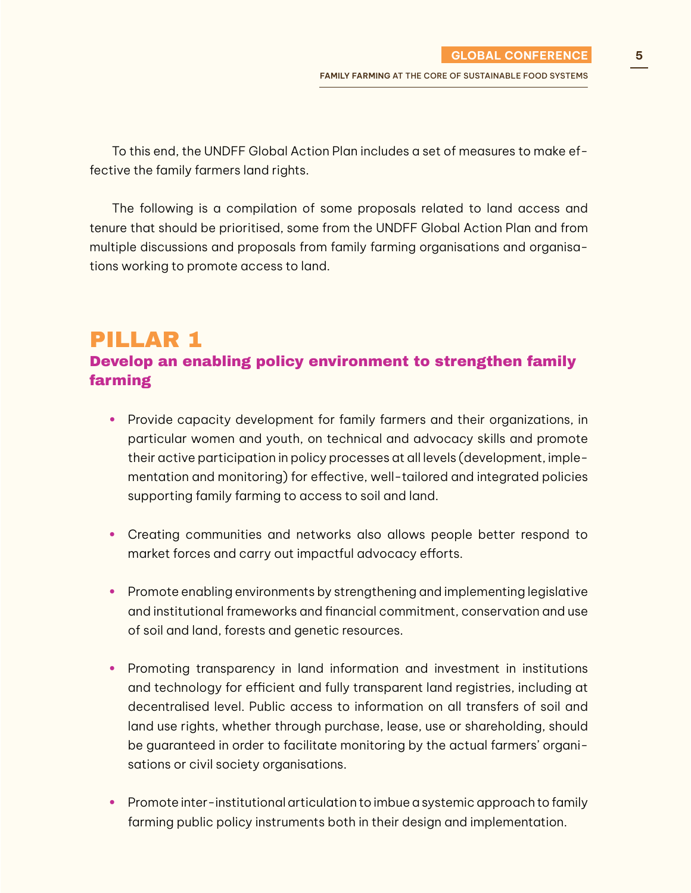To this end, the UNDFF Global Action Plan includes a set of measures to make effective the family farmers land rights.

The following is a compilation of some proposals related to land access and tenure that should be prioritised, some from the UNDFF Global Action Plan and from multiple discussions and proposals from family farming organisations and organisations working to promote access to land.

## PILLAR 1

### Develop an enabling policy environment to strengthen family farming

- Provide capacity development for family farmers and their organizations, in particular women and youth, on technical and advocacy skills and promote their active participation in policy processes at all levels (development, implementation and monitoring) for effective, well-tailored and integrated policies supporting family farming to access to soil and land.
- Creating communities and networks also allows people better respond to market forces and carry out impactful advocacy efforts.
- Promote enabling environments by strengthening and implementing legislative and institutional frameworks and financial commitment, conservation and use of soil and land, forests and genetic resources.
- Promoting transparency in land information and investment in institutions and technology for efficient and fully transparent land registries, including at decentralised level. Public access to information on all transfers of soil and land use rights, whether through purchase, lease, use or shareholding, should be guaranteed in order to facilitate monitoring by the actual farmers' organisations or civil society organisations.
- Promote inter-institutional articulation to imbue a systemic approach to family farming public policy instruments both in their design and implementation.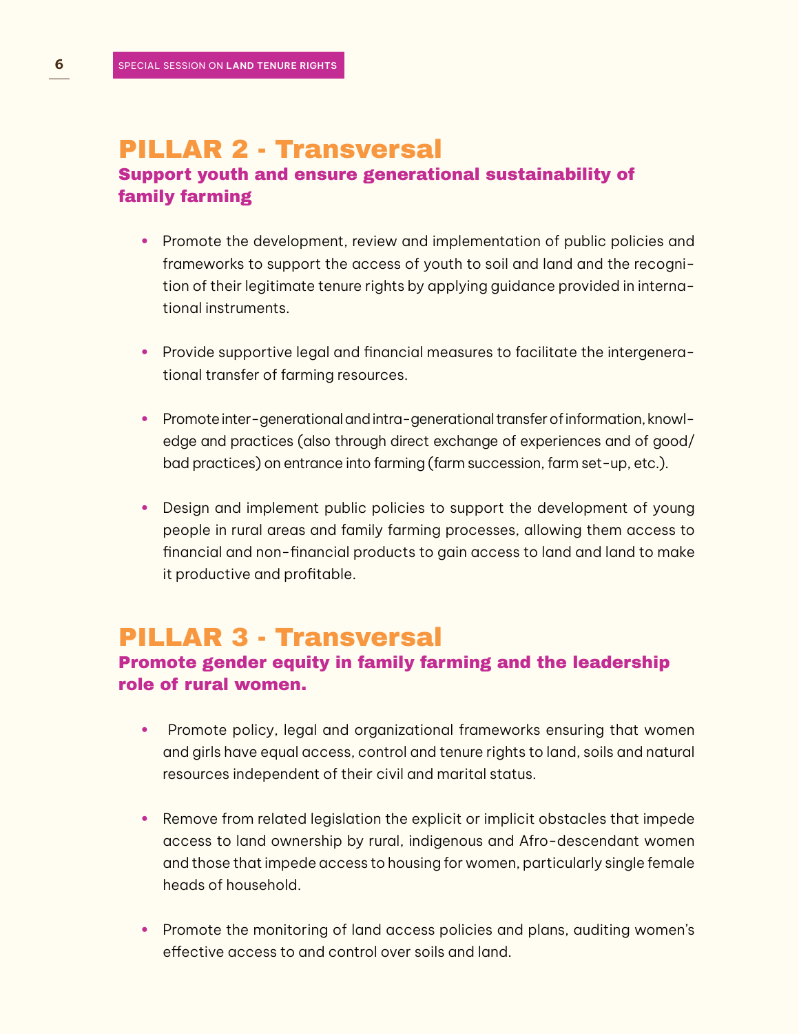## PILLAR 2 - Transversal

### Support youth and ensure generational sustainability of family farming

- Promote the development, review and implementation of public policies and frameworks to support the access of youth to soil and land and the recognition of their legitimate tenure rights by applying guidance provided in international instruments.

- Provide supportive legal and financial measures to facilitate the intergenerational transfer of farming resources.

- Promote inter-generational and intra-generational transfer of information, knowledge and practices (also through direct exchange of experiences and of good/bad practices) on entrance into farming (farm succession, farm set-up, etc.).

- Design and implement public policies to support the development of young people in rural areas and family farming processes, allowing them access to financial and non-financial products to gain access to land and land to make it productive and profitable.

## PILLAR 3 - Transversal

### Promote gender equity in family farming and the leadership role of rural women.

- Promote policy, legal and organizational frameworks ensuring that women and girls have equal access, control and tenure rights to land, soils and natural resources independent of their civil and marital status.

- Remove from related legislation the explicit or implicit obstacles that impede access to land ownership by rural, indigenous and Afro-descendant women and those that impede access to housing for women, particularly single female heads of household.

- Promote the monitoring of land access policies and plans, auditing women's effective access to and control over soils and land.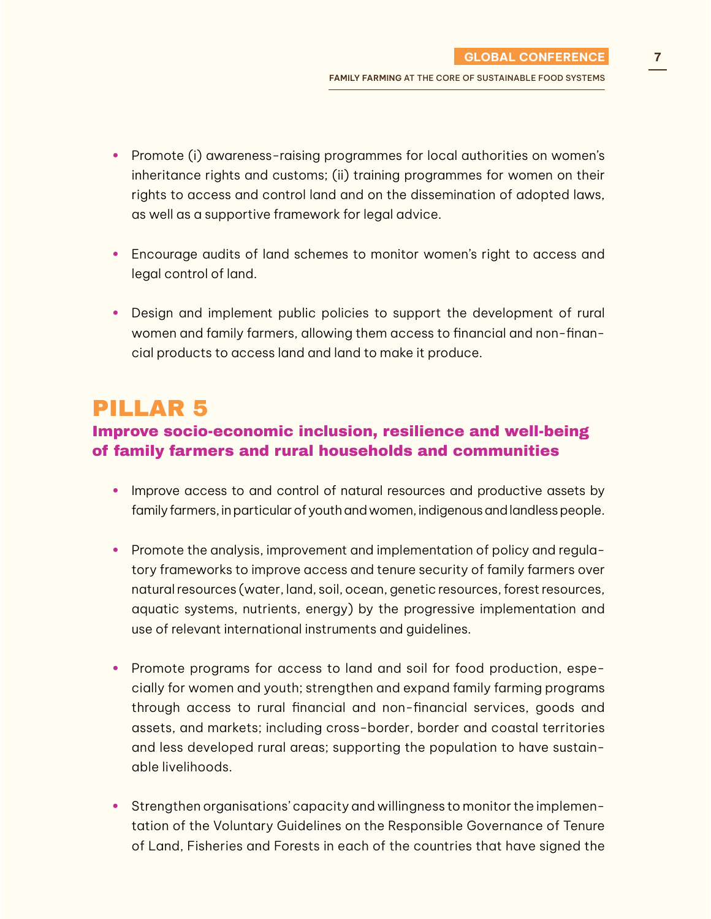- Promote (i) awareness-raising programmes for local authorities on women's inheritance rights and customs; (ii) training programmes for women on their rights to access and control land and on the dissemination of adopted laws, as well as a supportive framework for legal advice.

- Encourage audits of land schemes to monitor women's right to access and legal control of land.

- Design and implement public policies to support the development of rural women and family farmers, allowing them access to financial and non-financial products to access land and land to make it produce.

## PILLAR 5

### Improve socio-economic inclusion, resilience and well-being of family farmers and rural households and communities

- Improve access to and control of natural resources and productive assets by family farmers, in particular of youth and women, indigenous and landless people.

- Promote the analysis, improvement and implementation of policy and regulatory frameworks to improve access and tenure security of family farmers over natural resources (water, land, soil, ocean, genetic resources, forest resources, aquatic systems, nutrients, energy) by the progressive implementation and use of relevant international instruments and guidelines.

- Promote programs for access to land and soil for food production, especially for women and youth; strengthen and expand family farming programs through access to rural financial and non-financial services, goods and assets, and markets; including cross-border, border and coastal territories and less developed rural areas; supporting the population to have sustainable livelihoods.

- Strengthen organisations' capacity and willingness to monitor the implementation of the Voluntary Guidelines on the Responsible Governance of Tenure of Land, Fisheries and Forests in each of the countries that have signed the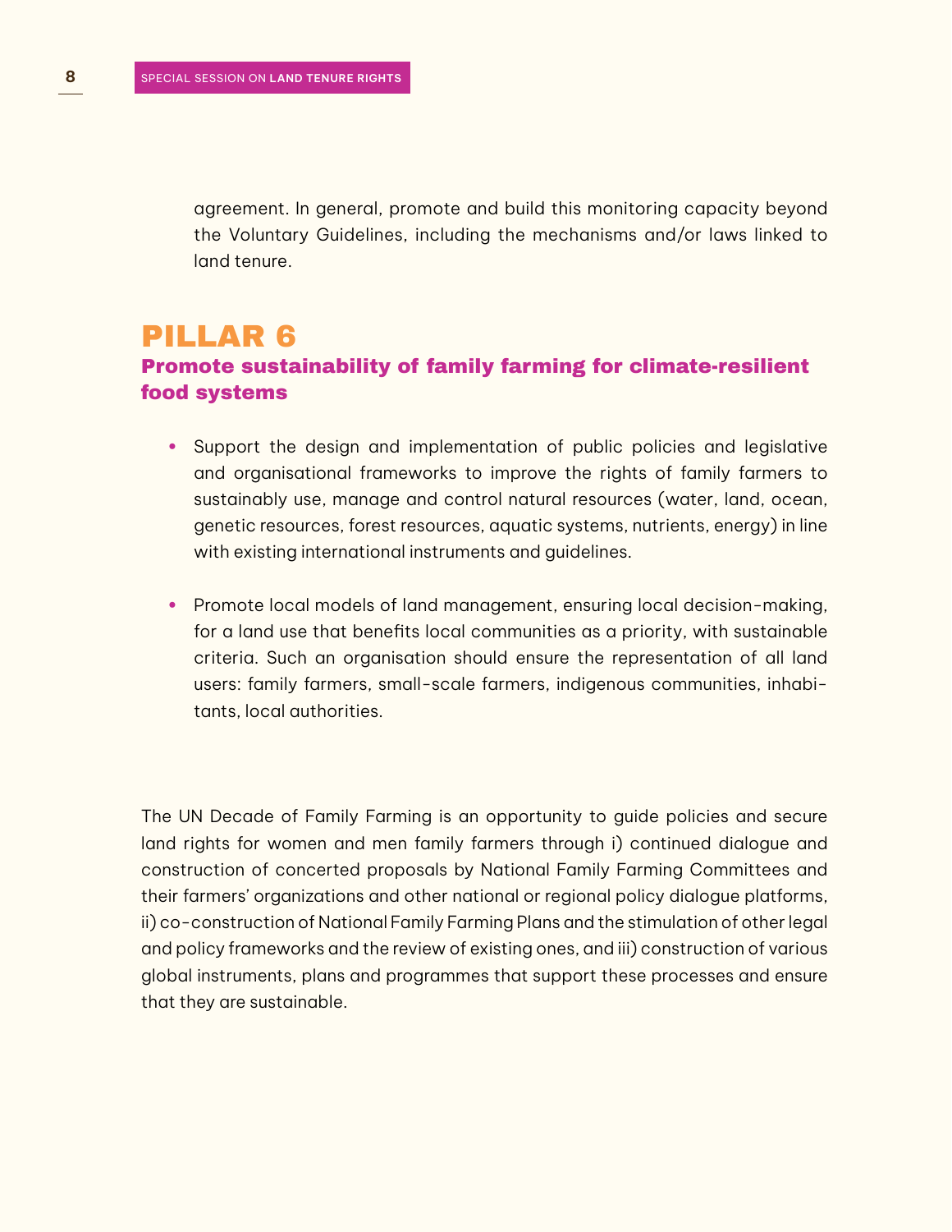agreement. In general, promote and build this monitoring capacity beyond the Voluntary Guidelines, including the mechanisms and/or laws linked to land tenure.

## PILLAR 6

### Promote sustainability of family farming for climate-resilient food systems

- Support the design and implementation of public policies and legislative and organisational frameworks to improve the rights of family farmers to sustainably use, manage and control natural resources (water, land, ocean, genetic resources, forest resources, aquatic systems, nutrients, energy) in line with existing international instruments and guidelines.

- Promote local models of land management, ensuring local decision-making, for a land use that benefits local communities as a priority, with sustainable criteria. Such an organisation should ensure the representation of all land users: family farmers, small-scale farmers, indigenous communities, inhabitants, local authorities.

The UN Decade of Family Farming is an opportunity to guide policies and secure land rights for women and men family farmers through i) continued dialogue and construction of concerted proposals by National Family Farming Committees and their farmers' organizations and other national or regional policy dialogue platforms, ii) co-construction of National Family Farming Plans and the stimulation of other legal and policy frameworks and the review of existing ones, and iii) construction of various global instruments, plans and programmes that support these processes and ensure that they are sustainable.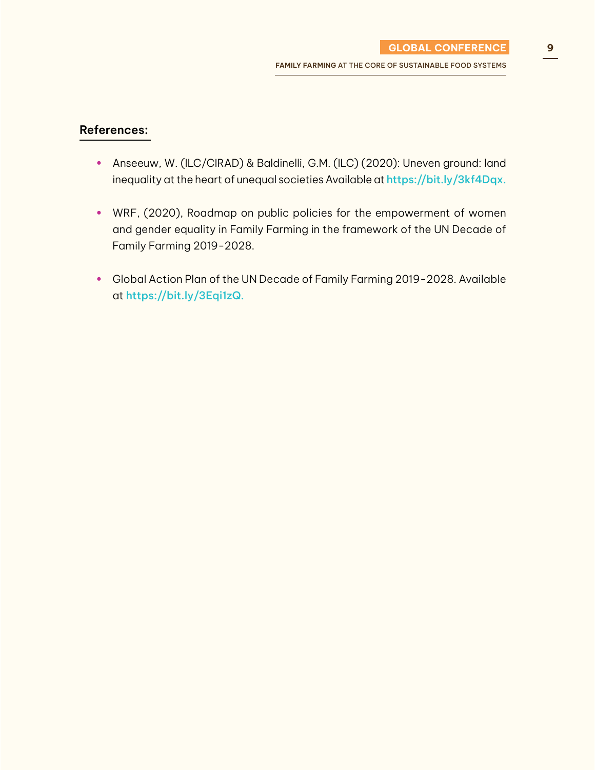## References:

- Anseeuw, W. (ILC/CIRAD) & Baldinelli, G.M. (ILC) (2020): Uneven ground: land inequality at the heart of unequal societies Available at https://bit.ly/3kf4Dqx.

- WRF, (2020), Roadmap on public policies for the empowerment of women and gender equality in Family Farming in the framework of the UN Decade of Family Farming 2019-2028.

- Global Action Plan of the UN Decade of Family Farming 2019-2028. Available at https://bit.ly/3Eqi1zQ.